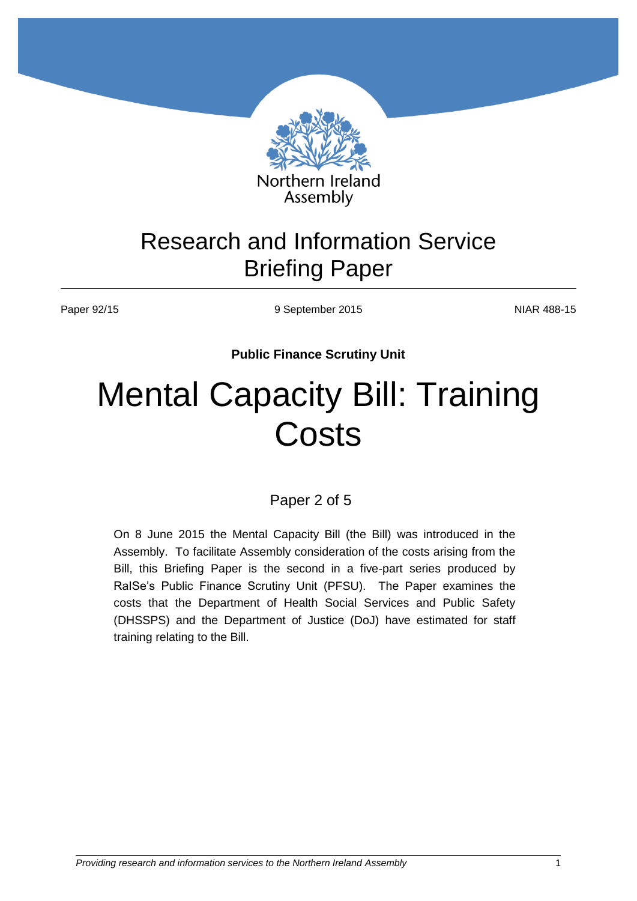Northern Ireland Assembly

# Research and Information Service Briefing Paper

Paper 92/15 | 9 September 2015 | NIAR 488-15

**Public Finance Scrutiny Unit**

# Mental Capacity Bill: Training Costs

Paper 2 of 5

On 8 June 2015 the Mental Capacity Bill (the Bill) was introduced in the Assembly. To facilitate Assembly consideration of the costs arising from the Bill, this Briefing Paper is the second in a five-part series produced by RaISe's Public Finance Scrutiny Unit (PFSU). The Paper examines the costs that the Department of Health Social Services and Public Safety (DHSSPS) and the Department of Justice (DoJ) have estimated for staff training relating to the Bill.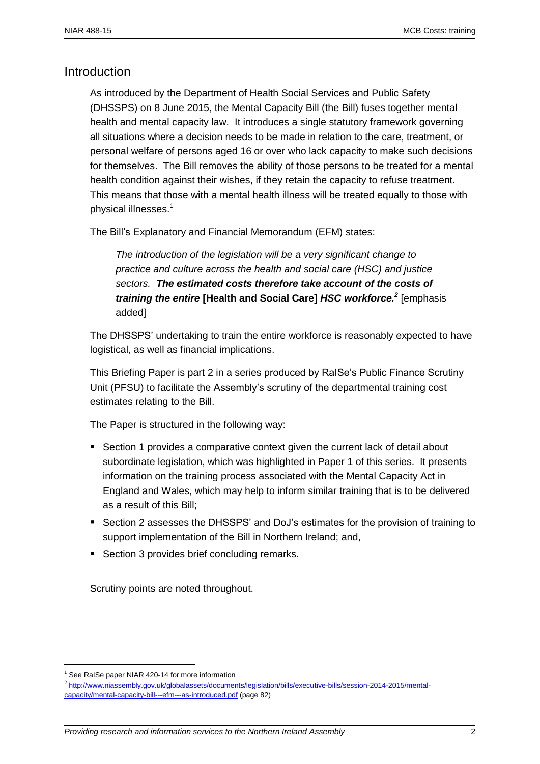## Introduction

As introduced by the Department of Health Social Services and Public Safety (DHSSPS) on 8 June 2015, the Mental Capacity Bill (the Bill) fuses together mental health and mental capacity law. It introduces a single statutory framework governing all situations where a decision needs to be made in relation to the care, treatment, or personal welfare of persons aged 16 or over who lack capacity to make such decisions for themselves. The Bill removes the ability of those persons to be treated for a mental health condition against their wishes, if they retain the capacity to refuse treatment. This means that those with a mental health illness will be treated equally to those with physical illnesses.[1]

The Bill's Explanatory and Financial Memorandum (EFM) states:

> *The introduction of the legislation will be a very significant change to practice and culture across the health and social care (HSC) and justice sectors. **The estimated costs therefore take account of the costs of training the entire*** **[Health and Social Care]** ***HSC workforce.***[2] [emphasis added]

The DHSSPS' undertaking to train the entire workforce is reasonably expected to have logistical, as well as financial implications.

This Briefing Paper is part 2 in a series produced by RaISe's Public Finance Scrutiny Unit (PFSU) to facilitate the Assembly's scrutiny of the departmental training cost estimates relating to the Bill.

The Paper is structured in the following way:

- Section 1 provides a comparative context given the current lack of detail about subordinate legislation, which was highlighted in Paper 1 of this series. It presents information on the training process associated with the Mental Capacity Act in England and Wales, which may help to inform similar training that is to be delivered as a result of this Bill;
- Section 2 assesses the DHSSPS' and DoJ's estimates for the provision of training to support implementation of the Bill in Northern Ireland; and,
- Section 3 provides brief concluding remarks.

Scrutiny points are noted throughout.

---

[1] See RaISe paper NIAR 420-14 for more information

[2] http://www.niassembly.gov.uk/globalassets/documents/legislation/bills/executive-bills/session-2014-2015/mental-capacity/mental-capacity-bill---efm---as-introduced.pdf (page 82)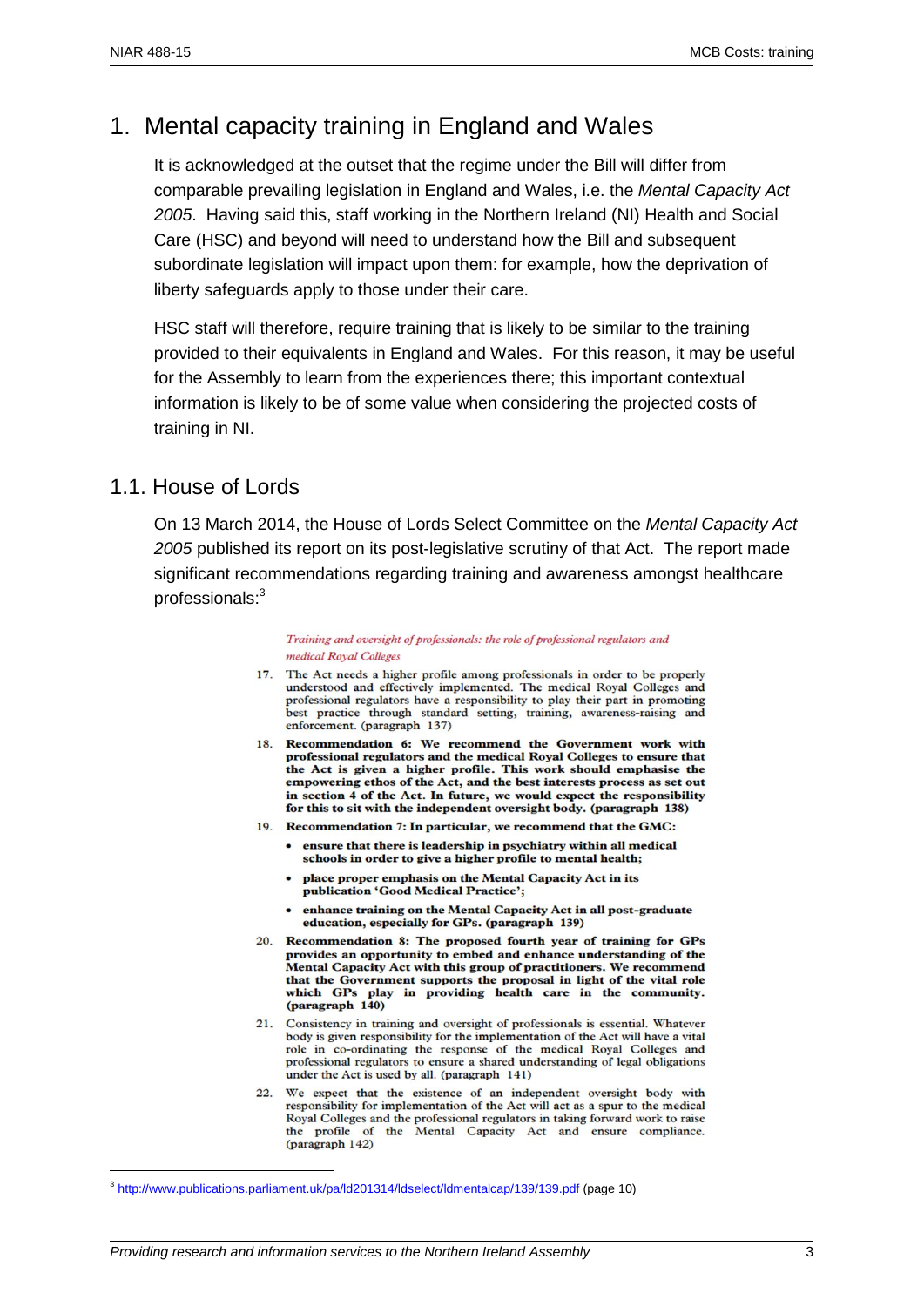# 1. Mental capacity training in England and Wales

It is acknowledged at the outset that the regime under the Bill will differ from comparable prevailing legislation in England and Wales, i.e. the *Mental Capacity Act 2005*. Having said this, staff working in the Northern Ireland (NI) Health and Social Care (HSC) and beyond will need to understand how the Bill and subsequent subordinate legislation will impact upon them: for example, how the deprivation of liberty safeguards apply to those under their care.

HSC staff will therefore, require training that is likely to be similar to the training provided to their equivalents in England and Wales. For this reason, it may be useful for the Assembly to learn from the experiences there; this important contextual information is likely to be of some value when considering the projected costs of training in NI.

## 1.1. House of Lords

On 13 March 2014, the House of Lords Select Committee on the *Mental Capacity Act 2005* published its report on its post-legislative scrutiny of that Act. The report made significant recommendations regarding training and awareness amongst healthcare professionals:[3]

> *Training and oversight of professionals: the role of professional regulators and medical Royal Colleges*
>
> 17. The Act needs a higher profile among professionals in order to be properly understood and effectively implemented. The medical Royal Colleges and professional regulators have a responsibility to play their part in promoting best practice through standard setting, training, awareness-raising and enforcement. (paragraph 137)
>
> 18. **Recommendation 6: We recommend the Government work with professional regulators and the medical Royal Colleges to ensure that the Act is given a higher profile. This work should emphasise the empowering ethos of the Act, and the best interests process as set out in section 4 of the Act. In future, we would expect the responsibility for this to sit with the independent oversight body. (paragraph 138)**
>
> 19. **Recommendation 7: In particular, we recommend that the GMC:**
>     - **ensure that there is leadership in psychiatry within all medical schools in order to give a higher profile to mental health;**
>     - **place proper emphasis on the Mental Capacity Act in its publication 'Good Medical Practice';**
>     - **enhance training on the Mental Capacity Act in all post-graduate education, especially for GPs. (paragraph 139)**
>
> 20. **Recommendation 8: The proposed fourth year of training for GPs provides an opportunity to embed and enhance understanding of the Mental Capacity Act with this group of practitioners. We recommend that the Government supports the proposal in light of the vital role which GPs play in providing health care in the community. (paragraph 140)**
>
> 21. Consistency in training and oversight of professionals is essential. Whatever body is given responsibility for the implementation of the Act will have a vital role in co-ordinating the response of the medical Royal Colleges and professional regulators to ensure a shared understanding of legal obligations under the Act is used by all. (paragraph 141)
>
> 22. We expect that the existence of an independent oversight body with responsibility for implementation of the Act will act as a spur to the medical Royal Colleges and the professional regulators in taking forward work to raise the profile of the Mental Capacity Act and ensure compliance. (paragraph 142)

---

[3] http://www.publications.parliament.uk/pa/ld201314/ldselect/ldmentalcap/139/139.pdf (page 10)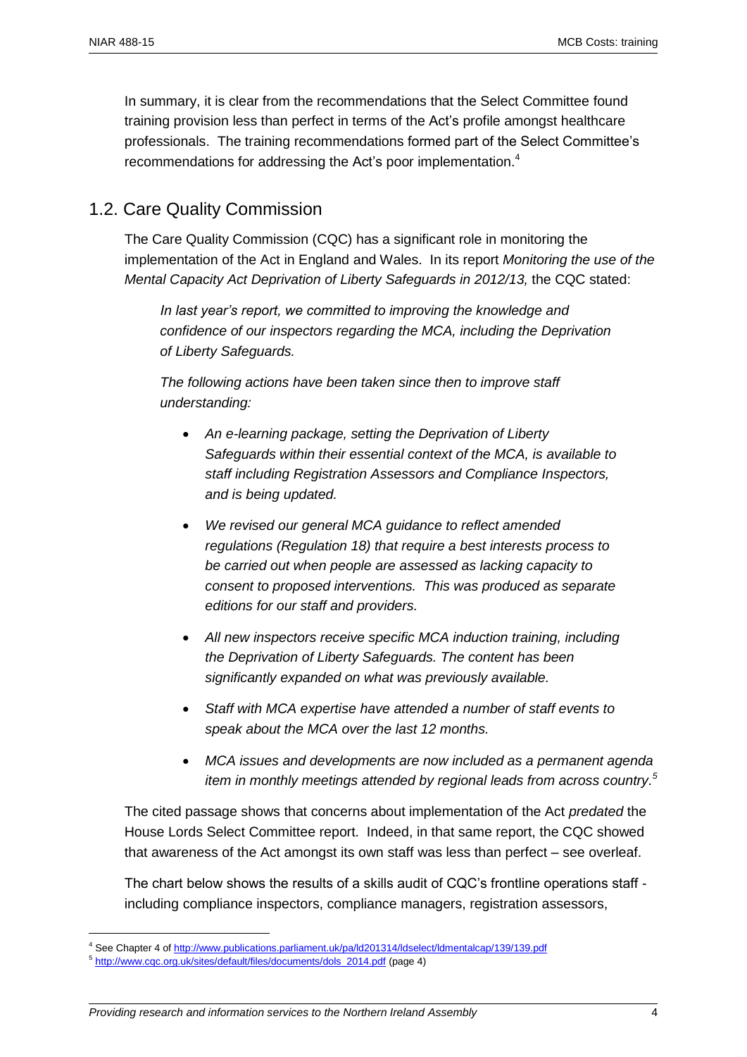In summary, it is clear from the recommendations that the Select Committee found training provision less than perfect in terms of the Act's profile amongst healthcare professionals. The training recommendations formed part of the Select Committee's recommendations for addressing the Act's poor implementation.[4]

## 1.2. Care Quality Commission

The Care Quality Commission (CQC) has a significant role in monitoring the implementation of the Act in England and Wales. In its report *Monitoring the use of the Mental Capacity Act Deprivation of Liberty Safeguards in 2012/13,* the CQC stated:

> *In last year's report, we committed to improving the knowledge and confidence of our inspectors regarding the MCA, including the Deprivation of Liberty Safeguards.*
>
> *The following actions have been taken since then to improve staff understanding:*
>
> - *An e-learning package, setting the Deprivation of Liberty Safeguards within their essential context of the MCA, is available to staff including Registration Assessors and Compliance Inspectors, and is being updated.*
> - *We revised our general MCA guidance to reflect amended regulations (Regulation 18) that require a best interests process to be carried out when people are assessed as lacking capacity to consent to proposed interventions. This was produced as separate editions for our staff and providers.*
> - *All new inspectors receive specific MCA induction training, including the Deprivation of Liberty Safeguards. The content has been significantly expanded on what was previously available.*
> - *Staff with MCA expertise have attended a number of staff events to speak about the MCA over the last 12 months.*
> - *MCA issues and developments are now included as a permanent agenda item in monthly meetings attended by regional leads from across country.*[5]

The cited passage shows that concerns about implementation of the Act *predated* the House Lords Select Committee report. Indeed, in that same report, the CQC showed that awareness of the Act amongst its own staff was less than perfect – see overleaf.

The chart below shows the results of a skills audit of CQC's frontline operations staff - including compliance inspectors, compliance managers, registration assessors,

---

[4] See Chapter 4 of http://www.publications.parliament.uk/pa/ld201314/ldselect/ldmentalcap/139/139.pdf

[5] http://www.cqc.org.uk/sites/default/files/documents/dols_2014.pdf (page 4)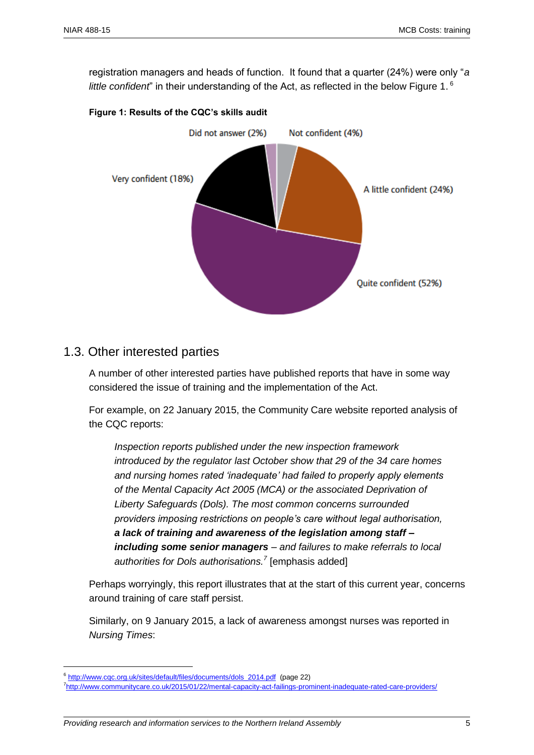registration managers and heads of function. It found that a quarter (24%) were only "*a little confident*" in their understanding of the Act, as reflected in the below Figure 1.[6]

**Figure 1: Results of the CQC's skills audit**

Did not answer (2%)

Not confident (4%)

A little confident (24%)

Quite confident (52%)

Very confident (18%)

## 1.3. Other interested parties

A number of other interested parties have published reports that have in some way considered the issue of training and the implementation of the Act.

For example, on 22 January 2015, the Community Care website reported analysis of the CQC reports:

> *Inspection reports published under the new inspection framework introduced by the regulator last October show that 29 of the 34 care homes and nursing homes rated 'inadequate' had failed to properly apply elements of the Mental Capacity Act 2005 (MCA) or the associated Deprivation of Liberty Safeguards (Dols). The most common concerns surrounded providers imposing restrictions on people's care without legal authorisation,* ***a lack of training and awareness of the legislation among staff – including some senior managers*** *– and failures to make referrals to local authorities for Dols authorisations.*[7] [emphasis added]

Perhaps worryingly, this report illustrates that at the start of this current year, concerns around training of care staff persist.

Similarly, on 9 January 2015, a lack of awareness amongst nurses was reported in *Nursing Times*:

---

[6] http://www.cqc.org.uk/sites/default/files/documents/dols_2014.pdf (page 22)

[7] http://www.communitycare.co.uk/2015/01/22/mental-capacity-act-failings-prominent-inadequate-rated-care-providers/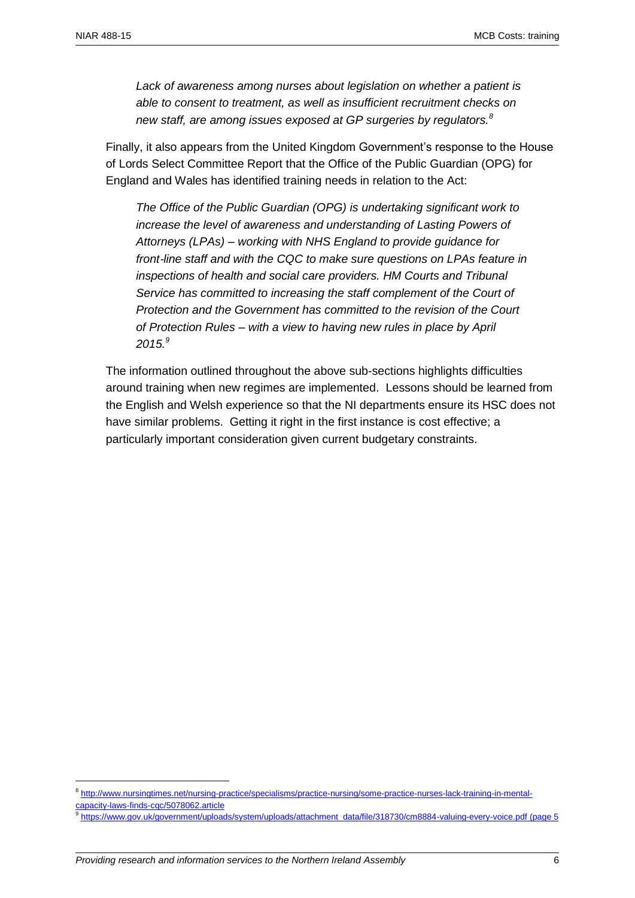*Lack of awareness among nurses about legislation on whether a patient is able to consent to treatment, as well as insufficient recruitment checks on new staff, are among issues exposed at GP surgeries by regulators.*[8]

Finally, it also appears from the United Kingdom Government's response to the House of Lords Select Committee Report that the Office of the Public Guardian (OPG) for England and Wales has identified training needs in relation to the Act:

*The Office of the Public Guardian (OPG) is undertaking significant work to increase the level of awareness and understanding of Lasting Powers of Attorneys (LPAs) – working with NHS England to provide guidance for front-line staff and with the CQC to make sure questions on LPAs feature in inspections of health and social care providers. HM Courts and Tribunal Service has committed to increasing the staff complement of the Court of Protection and the Government has committed to the revision of the Court of Protection Rules – with a view to having new rules in place by April 2015.*[9]

The information outlined throughout the above sub-sections highlights difficulties around training when new regimes are implemented. Lessons should be learned from the English and Welsh experience so that the NI departments ensure its HSC does not have similar problems. Getting it right in the first instance is cost effective; a particularly important consideration given current budgetary constraints.

[8] http://www.nursingtimes.net/nursing-practice/specialisms/practice-nursing/some-practice-nurses-lack-training-in-mental-capacity-laws-finds-cqc/5078062.article

[9] https://www.gov.uk/government/uploads/system/uploads/attachment_data/file/318730/cm8884-valuing-every-voice.pdf (page 5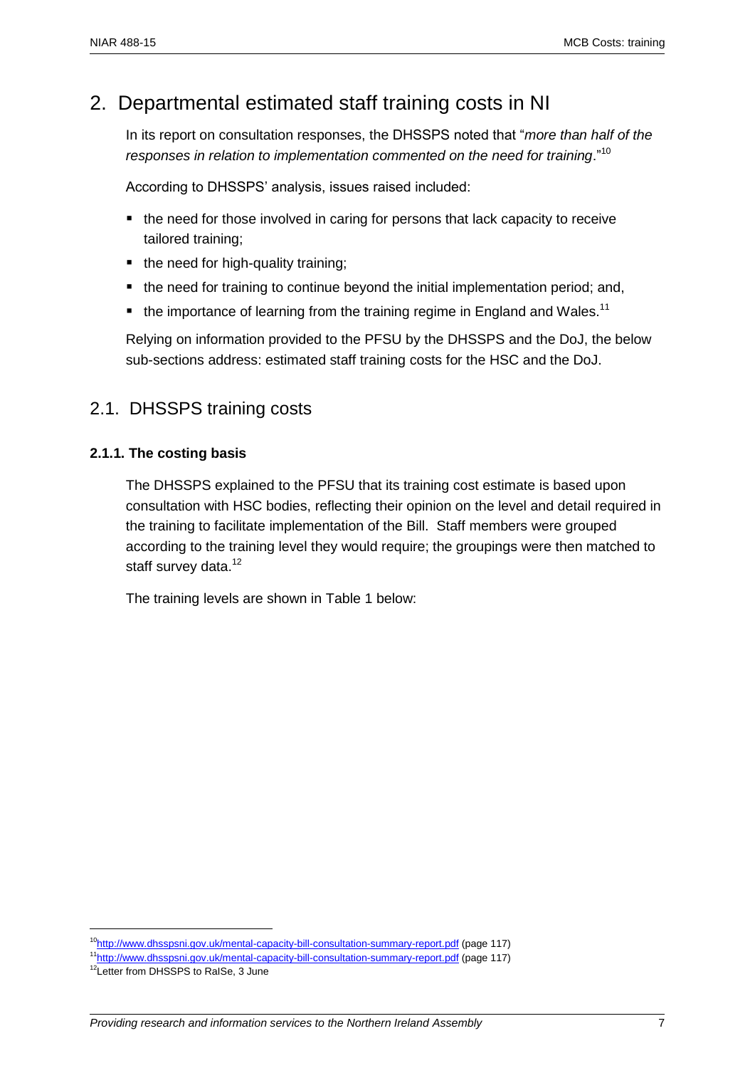## 2. Departmental estimated staff training costs in NI

In its report on consultation responses, the DHSSPS noted that "*more than half of the responses in relation to implementation commented on the need for training*."[10]

According to DHSSPS' analysis, issues raised included:

- the need for those involved in caring for persons that lack capacity to receive tailored training;
- the need for high-quality training;
- the need for training to continue beyond the initial implementation period; and,
- the importance of learning from the training regime in England and Wales.[11]

Relying on information provided to the PFSU by the DHSSPS and the DoJ, the below sub-sections address: estimated staff training costs for the HSC and the DoJ.

### 2.1. DHSSPS training costs

#### 2.1.1. The costing basis

The DHSSPS explained to the PFSU that its training cost estimate is based upon consultation with HSC bodies, reflecting their opinion on the level and detail required in the training to facilitate implementation of the Bill. Staff members were grouped according to the training level they would require; the groupings were then matched to staff survey data.[12]

The training levels are shown in Table 1 below:

---

[10] http://www.dhsspsni.gov.uk/mental-capacity-bill-consultation-summary-report.pdf (page 117)

[11] http://www.dhsspsni.gov.uk/mental-capacity-bill-consultation-summary-report.pdf (page 117)

[12] Letter from DHSSPS to RaISe, 3 June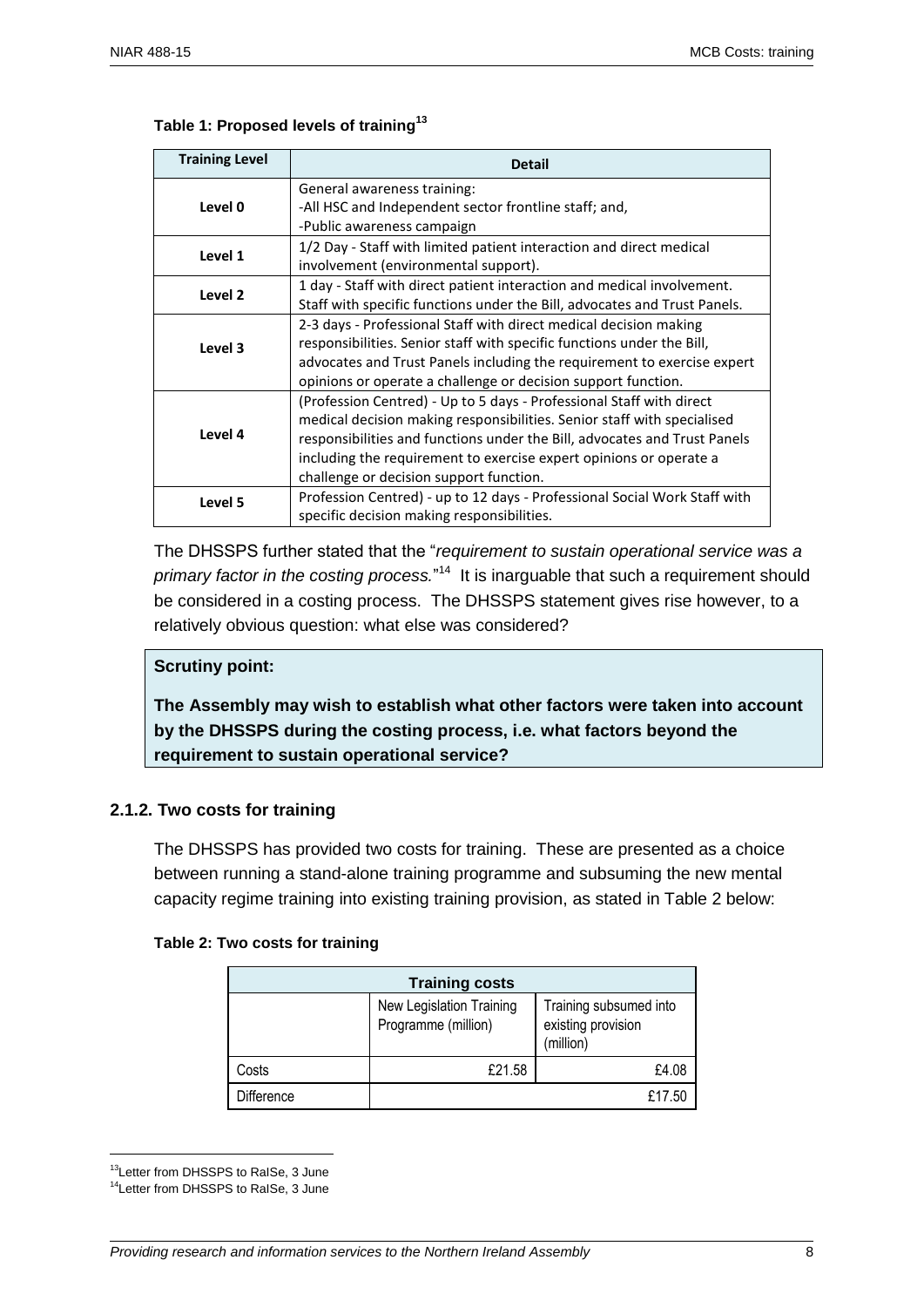**Table 1: Proposed levels of training**[13]

| Training Level | Detail |
|---|---|
| Level 0 | General awareness training:<br>-All HSC and Independent sector frontline staff; and,<br>-Public awareness campaign |
| Level 1 | 1/2 Day - Staff with limited patient interaction and direct medical involvement (environmental support). |
| Level 2 | 1 day - Staff with direct patient interaction and medical involvement. Staff with specific functions under the Bill, advocates and Trust Panels. |
| Level 3 | 2-3 days - Professional Staff with direct medical decision making responsibilities. Senior staff with specific functions under the Bill, advocates and Trust Panels including the requirement to exercise expert opinions or operate a challenge or decision support function. |
| Level 4 | (Profession Centred) - Up to 5 days - Professional Staff with direct medical decision making responsibilities. Senior staff with specialised responsibilities and functions under the Bill, advocates and Trust Panels including the requirement to exercise expert opinions or operate a challenge or decision support function. |
| Level 5 | Profession Centred) - up to 12 days - Professional Social Work Staff with specific decision making responsibilities. |

The DHSSPS further stated that the "*requirement to sustain operational service was a primary factor in the costing process.*"[14] It is inarguable that such a requirement should be considered in a costing process. The DHSSPS statement gives rise however, to a relatively obvious question: what else was considered?

> **Scrutiny point:**
>
> **The Assembly may wish to establish what other factors were taken into account by the DHSSPS during the costing process, i.e. what factors beyond the requirement to sustain operational service?**

### 2.1.2. Two costs for training

The DHSSPS has provided two costs for training. These are presented as a choice between running a stand-alone training programme and subsuming the new mental capacity regime training into existing training provision, as stated in Table 2 below:

**Table 2: Two costs for training**

| Training costs | | |
|---|---|---|
| | New Legislation Training Programme (million) | Training subsumed into existing provision (million) |
| Costs | £21.58 | £4.08 |
| Difference | | £17.50 |

[13] Letter from DHSSPS to RaISe, 3 June

[14] Letter from DHSSPS to RaISe, 3 June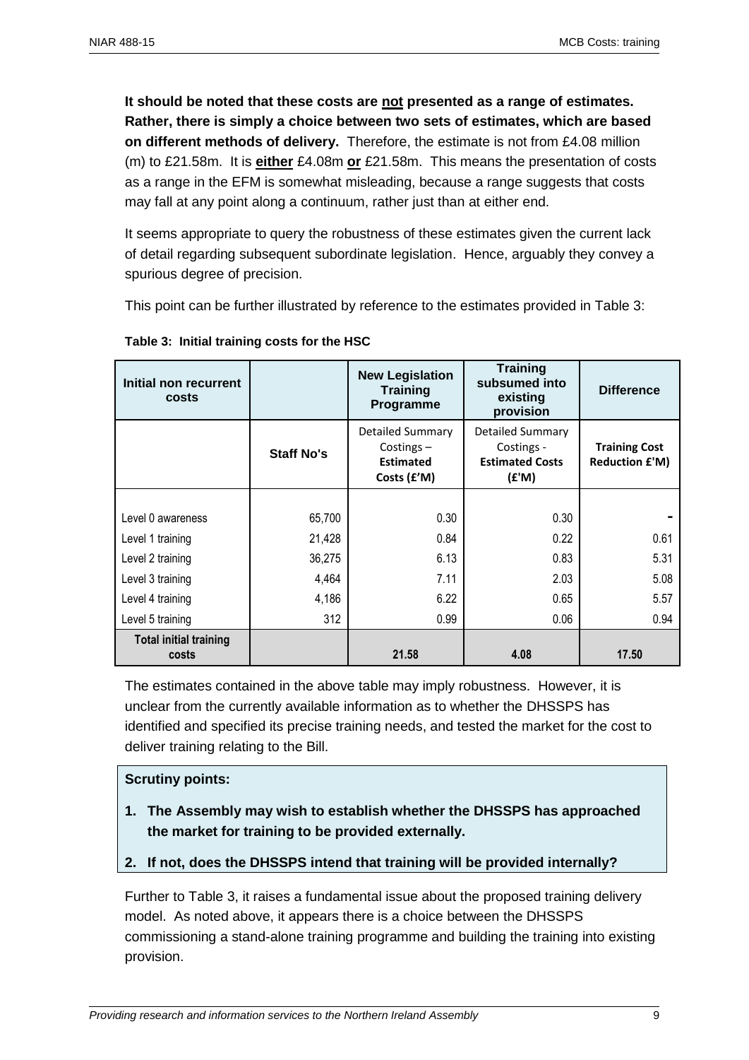**It should be noted that these costs are not presented as a range of estimates. Rather, there is simply a choice between two sets of estimates, which are based on different methods of delivery.** Therefore, the estimate is not from £4.08 million (m) to £21.58m. It is **either** £4.08m **or** £21.58m. This means the presentation of costs as a range in the EFM is somewhat misleading, because a range suggests that costs may fall at any point along a continuum, rather just than at either end.

It seems appropriate to query the robustness of these estimates given the current lack of detail regarding subsequent subordinate legislation. Hence, arguably they convey a spurious degree of precision.

This point can be further illustrated by reference to the estimates provided in Table 3:

**Table 3: Initial training costs for the HSC**

| Initial non recurrent costs | | New Legislation Training Programme | Training subsumed into existing provision | Difference |
|---|---|---|---|---|
| | Staff No's | Detailed Summary Costings – Estimated Costs (£'M) | Detailed Summary Costings - Estimated Costs (£'M) | Training Cost Reduction £'M) |
| Level 0 awareness | 65,700 | 0.30 | 0.30 | - |
| Level 1 training | 21,428 | 0.84 | 0.22 | 0.61 |
| Level 2 training | 36,275 | 6.13 | 0.83 | 5.31 |
| Level 3 training | 4,464 | 7.11 | 2.03 | 5.08 |
| Level 4 training | 4,186 | 6.22 | 0.65 | 5.57 |
| Level 5 training | 312 | 0.99 | 0.06 | 0.94 |
| **Total initial training costs** | | **21.58** | **4.08** | **17.50** |

The estimates contained in the above table may imply robustness. However, it is unclear from the currently available information as to whether the DHSSPS has identified and specified its precise training needs, and tested the market for the cost to deliver training relating to the Bill.

**Scrutiny points:**

1. **The Assembly may wish to establish whether the DHSSPS has approached the market for training to be provided externally.**
2. **If not, does the DHSSPS intend that training will be provided internally?**

Further to Table 3, it raises a fundamental issue about the proposed training delivery model. As noted above, it appears there is a choice between the DHSSPS commissioning a stand-alone training programme and building the training into existing provision.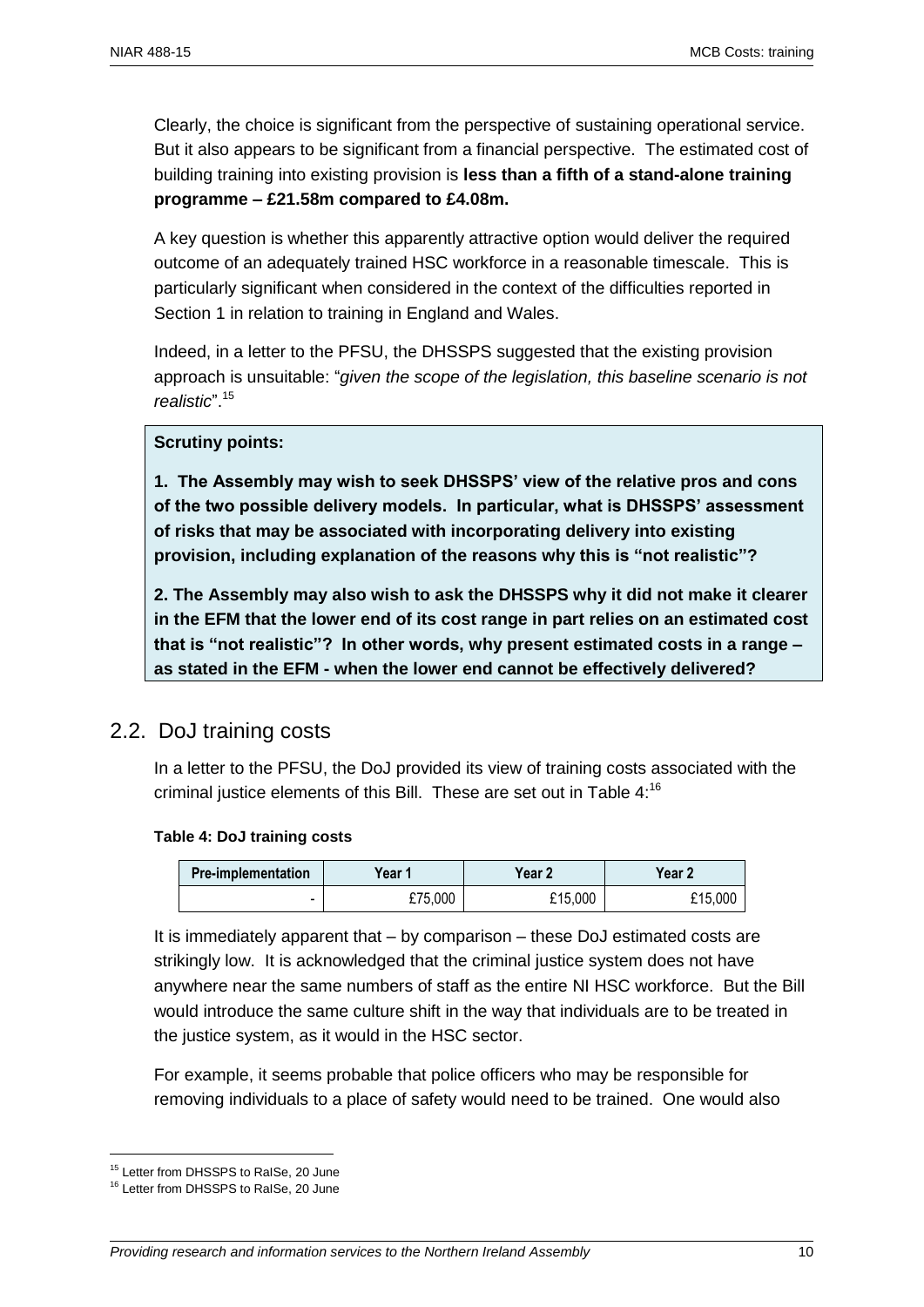Clearly, the choice is significant from the perspective of sustaining operational service. But it also appears to be significant from a financial perspective. The estimated cost of building training into existing provision is **less than a fifth of a stand-alone training programme – £21.58m compared to £4.08m.**

A key question is whether this apparently attractive option would deliver the required outcome of an adequately trained HSC workforce in a reasonable timescale. This is particularly significant when considered in the context of the difficulties reported in Section 1 in relation to training in England and Wales.

Indeed, in a letter to the PFSU, the DHSSPS suggested that the existing provision approach is unsuitable: "*given the scope of the legislation, this baseline scenario is not realistic*".[15]

**Scrutiny points:**

**1. The Assembly may wish to seek DHSSPS' view of the relative pros and cons of the two possible delivery models. In particular, what is DHSSPS' assessment of risks that may be associated with incorporating delivery into existing provision, including explanation of the reasons why this is "not realistic"?**

**2. The Assembly may also wish to ask the DHSSPS why it did not make it clearer in the EFM that the lower end of its cost range in part relies on an estimated cost that is "not realistic"? In other words, why present estimated costs in a range – as stated in the EFM - when the lower end cannot be effectively delivered?**

## 2.2. DoJ training costs

In a letter to the PFSU, the DoJ provided its view of training costs associated with the criminal justice elements of this Bill. These are set out in Table 4:[16]

**Table 4: DoJ training costs**

| Pre-implementation | Year 1 | Year 2 | Year 2 |
|---|---|---|---|
| - | £75,000 | £15,000 | £15,000 |

It is immediately apparent that – by comparison – these DoJ estimated costs are strikingly low. It is acknowledged that the criminal justice system does not have anywhere near the same numbers of staff as the entire NI HSC workforce. But the Bill would introduce the same culture shift in the way that individuals are to be treated in the justice system, as it would in the HSC sector.

For example, it seems probable that police officers who may be responsible for removing individuals to a place of safety would need to be trained. One would also

[15] Letter from DHSSPS to RaISe, 20 June

[16] Letter from DHSSPS to RaISe, 20 June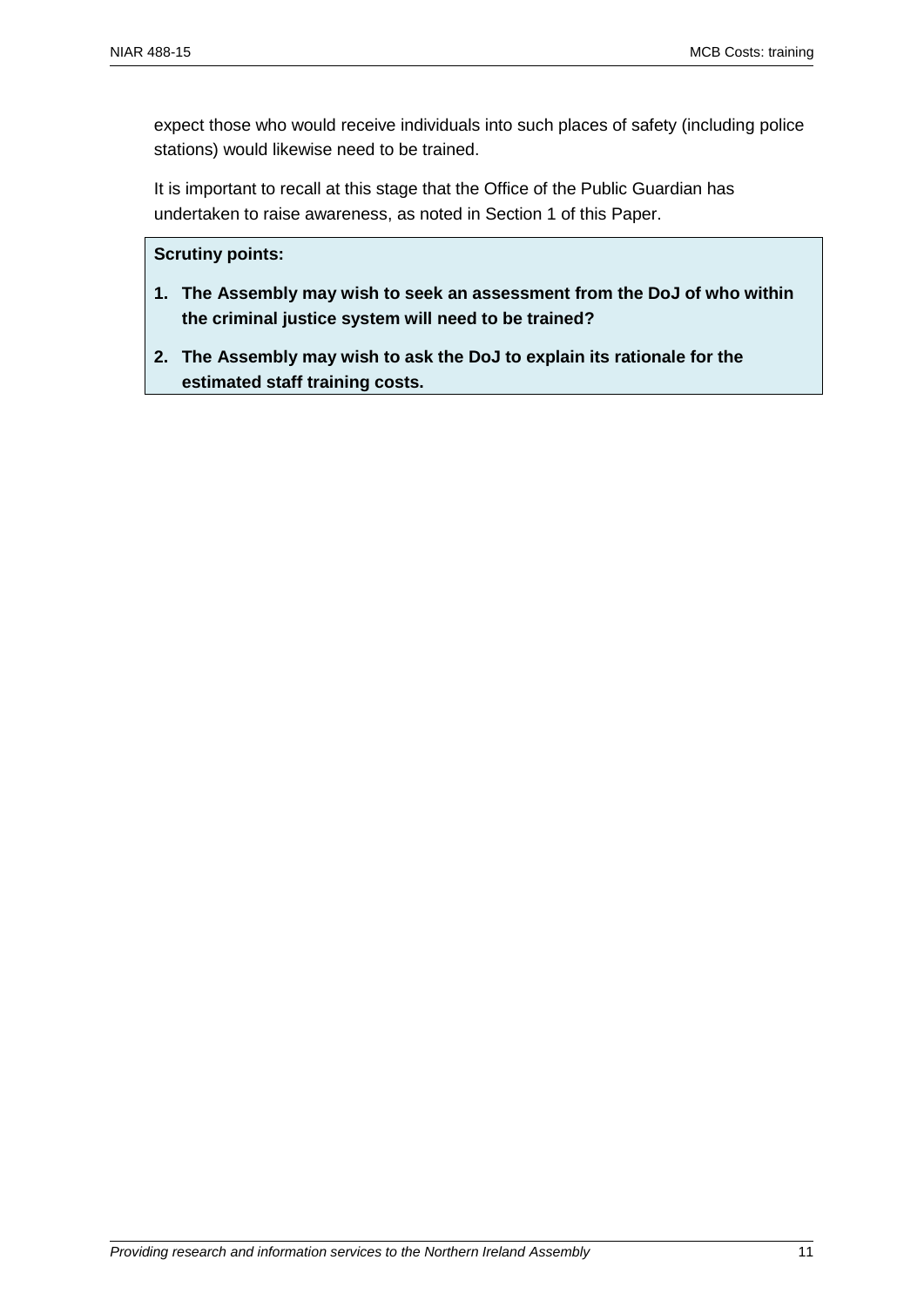expect those who would receive individuals into such places of safety (including police stations) would likewise need to be trained.

It is important to recall at this stage that the Office of the Public Guardian has undertaken to raise awareness, as noted in Section 1 of this Paper.

**Scrutiny points:**

1. **The Assembly may wish to seek an assessment from the DoJ of who within the criminal justice system will need to be trained?**
2. **The Assembly may wish to ask the DoJ to explain its rationale for the estimated staff training costs.**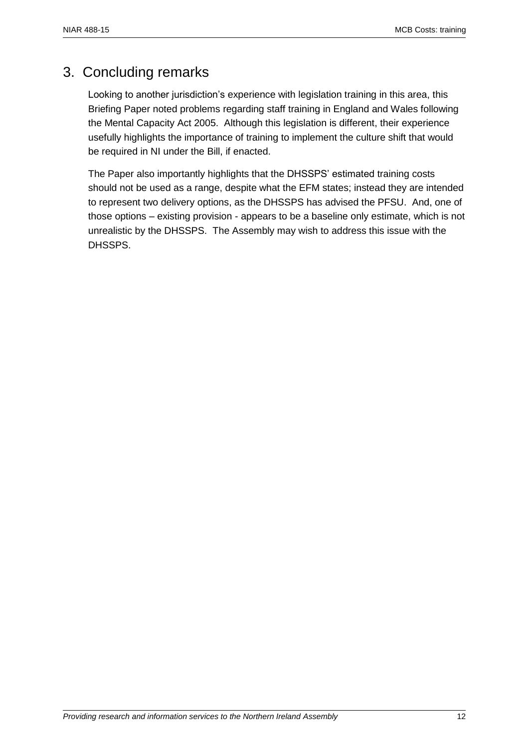## 3. Concluding remarks

Looking to another jurisdiction's experience with legislation training in this area, this Briefing Paper noted problems regarding staff training in England and Wales following the Mental Capacity Act 2005. Although this legislation is different, their experience usefully highlights the importance of training to implement the culture shift that would be required in NI under the Bill, if enacted.

The Paper also importantly highlights that the DHSSPS' estimated training costs should not be used as a range, despite what the EFM states; instead they are intended to represent two delivery options, as the DHSSPS has advised the PFSU. And, one of those options – existing provision - appears to be a baseline only estimate, which is not unrealistic by the DHSSPS. The Assembly may wish to address this issue with the DHSSPS.